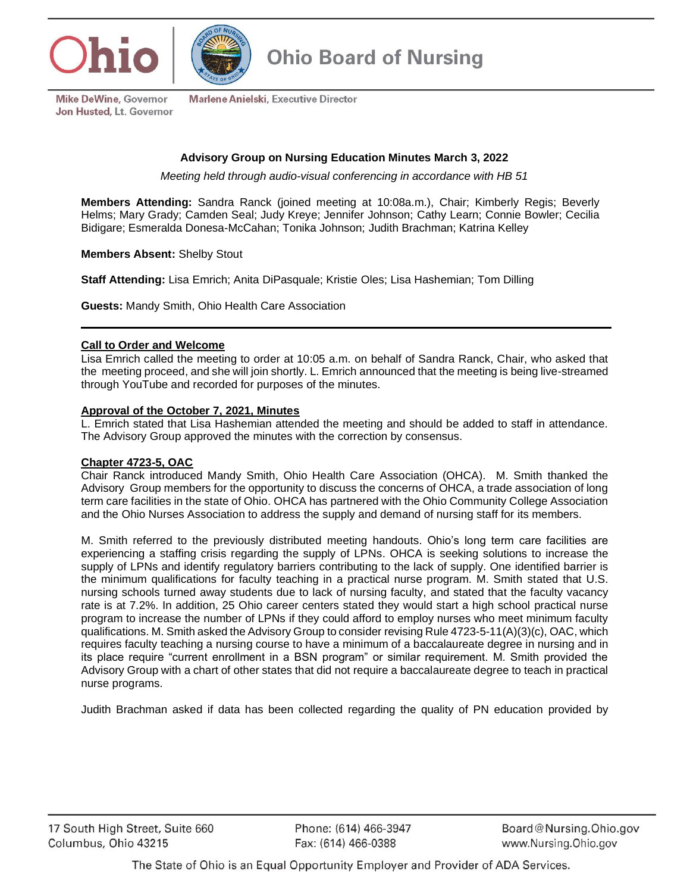# Ohio Board of Nursing

Mike DeWine, Governor
Jon Husted, Lt. Governor

Marlene Anielski, Executive Director

## Advisory Group on Nursing Education Minutes March 3, 2022

*Meeting held through audio-visual conferencing in accordance with HB 51*

**Members Attending:** Sandra Ranck (joined meeting at 10:08a.m.), Chair; Kimberly Regis; Beverly Helms; Mary Grady; Camden Seal; Judy Kreye; Jennifer Johnson; Cathy Learn; Connie Bowler; Cecilia Bidigare; Esmeralda Donesa-McCahan; Tonika Johnson; Judith Brachman; Katrina Kelley

**Members Absent:** Shelby Stout

**Staff Attending:** Lisa Emrich; Anita DiPasquale; Kristie Oles; Lisa Hashemian; Tom Dilling

**Guests:** Mandy Smith, Ohio Health Care Association

---

**Call to Order and Welcome**

Lisa Emrich called the meeting to order at 10:05 a.m. on behalf of Sandra Ranck, Chair, who asked that the meeting proceed, and she will join shortly. L. Emrich announced that the meeting is being live-streamed through YouTube and recorded for purposes of the minutes.

**Approval of the October 7, 2021, Minutes**

L. Emrich stated that Lisa Hashemian attended the meeting and should be added to staff in attendance. The Advisory Group approved the minutes with the correction by consensus.

**Chapter 4723-5, OAC**

Chair Ranck introduced Mandy Smith, Ohio Health Care Association (OHCA). M. Smith thanked the Advisory Group members for the opportunity to discuss the concerns of OHCA, a trade association of long term care facilities in the state of Ohio. OHCA has partnered with the Ohio Community College Association and the Ohio Nurses Association to address the supply and demand of nursing staff for its members.

M. Smith referred to the previously distributed meeting handouts. Ohio's long term care facilities are experiencing a staffing crisis regarding the supply of LPNs. OHCA is seeking solutions to increase the supply of LPNs and identify regulatory barriers contributing to the lack of supply. One identified barrier is the minimum qualifications for faculty teaching in a practical nurse program. M. Smith stated that U.S. nursing schools turned away students due to lack of nursing faculty, and stated that the faculty vacancy rate is at 7.2%. In addition, 25 Ohio career centers stated they would start a high school practical nurse program to increase the number of LPNs if they could afford to employ nurses who meet minimum faculty qualifications. M. Smith asked the Advisory Group to consider revising Rule 4723-5-11(A)(3)(c), OAC, which requires faculty teaching a nursing course to have a minimum of a baccalaureate degree in nursing and in its place require "current enrollment in a BSN program" or similar requirement. M. Smith provided the Advisory Group with a chart of other states that did not require a baccalaureate degree to teach in practical nurse programs.

Judith Brachman asked if data has been collected regarding the quality of PN education provided by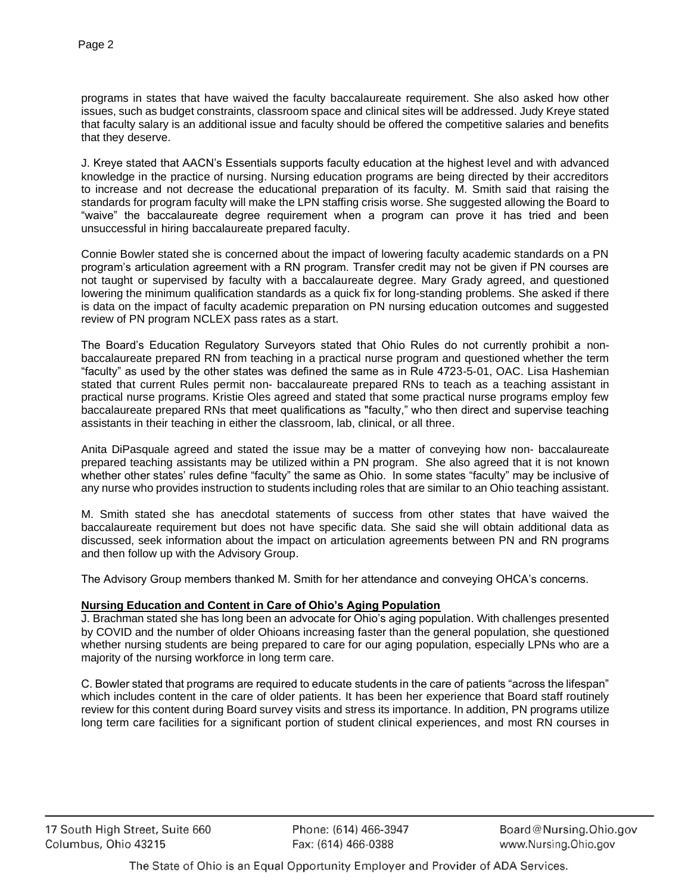programs in states that have waived the faculty baccalaureate requirement. She also asked how other issues, such as budget constraints, classroom space and clinical sites will be addressed. Judy Kreye stated that faculty salary is an additional issue and faculty should be offered the competitive salaries and benefits that they deserve.

J. Kreye stated that AACN's Essentials supports faculty education at the highest level and with advanced knowledge in the practice of nursing. Nursing education programs are being directed by their accreditors to increase and not decrease the educational preparation of its faculty. M. Smith said that raising the standards for program faculty will make the LPN staffing crisis worse. She suggested allowing the Board to "waive" the baccalaureate degree requirement when a program can prove it has tried and been unsuccessful in hiring baccalaureate prepared faculty.

Connie Bowler stated she is concerned about the impact of lowering faculty academic standards on a PN program's articulation agreement with a RN program. Transfer credit may not be given if PN courses are not taught or supervised by faculty with a baccalaureate degree. Mary Grady agreed, and questioned lowering the minimum qualification standards as a quick fix for long-standing problems. She asked if there is data on the impact of faculty academic preparation on PN nursing education outcomes and suggested review of PN program NCLEX pass rates as a start.

The Board's Education Regulatory Surveyors stated that Ohio Rules do not currently prohibit a non-baccalaureate prepared RN from teaching in a practical nurse program and questioned whether the term "faculty" as used by the other states was defined the same as in Rule 4723-5-01, OAC. Lisa Hashemian stated that current Rules permit non- baccalaureate prepared RNs to teach as a teaching assistant in practical nurse programs. Kristie Oles agreed and stated that some practical nurse programs employ few baccalaureate prepared RNs that meet qualifications as "faculty," who then direct and supervise teaching assistants in their teaching in either the classroom, lab, clinical, or all three.

Anita DiPasquale agreed and stated the issue may be a matter of conveying how non- baccalaureate prepared teaching assistants may be utilized within a PN program. She also agreed that it is not known whether other states' rules define "faculty" the same as Ohio. In some states "faculty" may be inclusive of any nurse who provides instruction to students including roles that are similar to an Ohio teaching assistant.

M. Smith stated she has anecdotal statements of success from other states that have waived the baccalaureate requirement but does not have specific data. She said she will obtain additional data as discussed, seek information about the impact on articulation agreements between PN and RN programs and then follow up with the Advisory Group.

The Advisory Group members thanked M. Smith for her attendance and conveying OHCA's concerns.

**Nursing Education and Content in Care of Ohio's Aging Population**

J. Brachman stated she has long been an advocate for Ohio's aging population. With challenges presented by COVID and the number of older Ohioans increasing faster than the general population, she questioned whether nursing students are being prepared to care for our aging population, especially LPNs who are a majority of the nursing workforce in long term care.

C. Bowler stated that programs are required to educate students in the care of patients "across the lifespan" which includes content in the care of older patients. It has been her experience that Board staff routinely review for this content during Board survey visits and stress its importance. In addition, PN programs utilize long term care facilities for a significant portion of student clinical experiences, and most RN courses in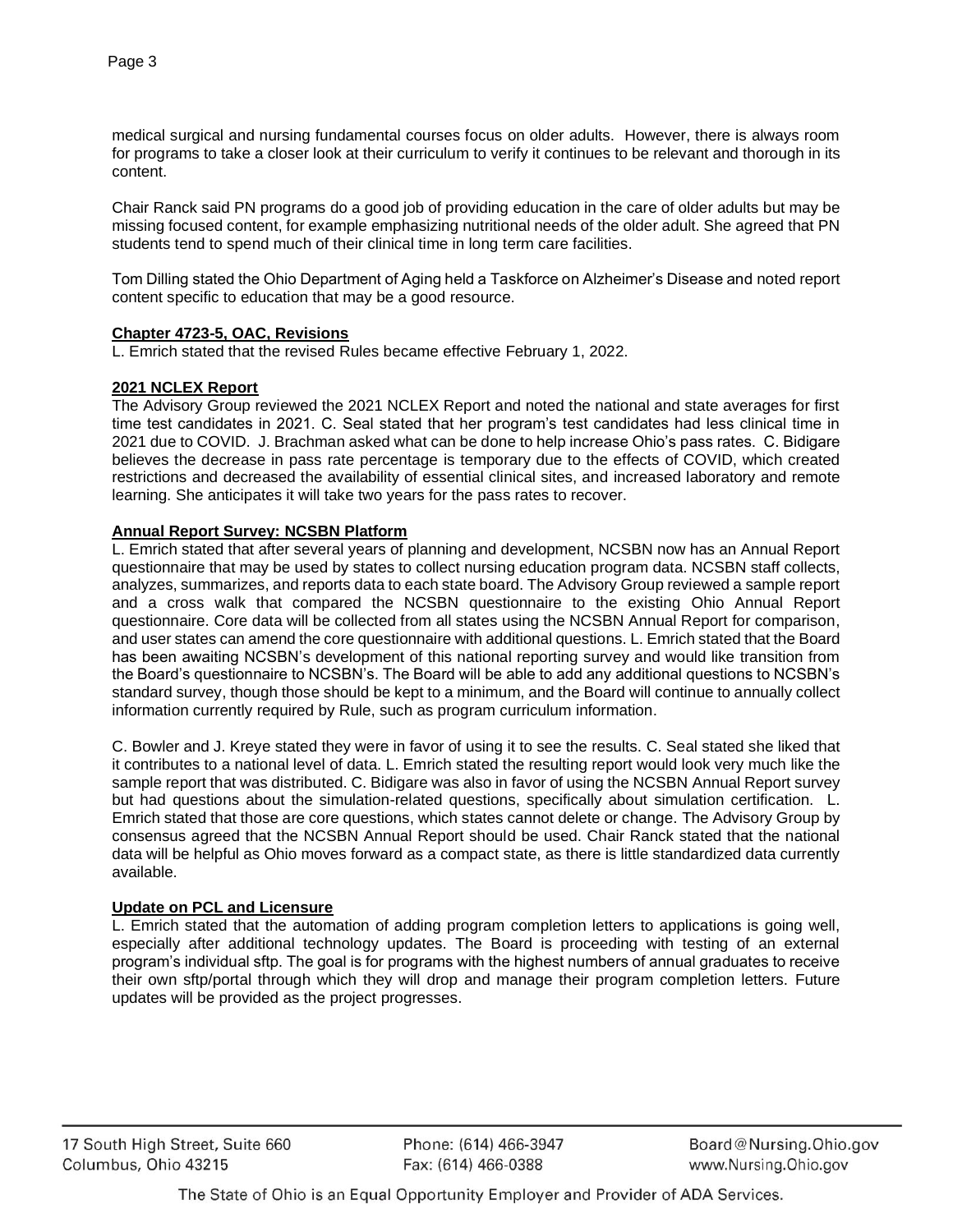medical surgical and nursing fundamental courses focus on older adults. However, there is always room for programs to take a closer look at their curriculum to verify it continues to be relevant and thorough in its content.

Chair Ranck said PN programs do a good job of providing education in the care of older adults but may be missing focused content, for example emphasizing nutritional needs of the older adult. She agreed that PN students tend to spend much of their clinical time in long term care facilities.

Tom Dilling stated the Ohio Department of Aging held a Taskforce on Alzheimer's Disease and noted report content specific to education that may be a good resource.

**Chapter 4723-5, OAC, Revisions**

L. Emrich stated that the revised Rules became effective February 1, 2022.

**2021 NCLEX Report**

The Advisory Group reviewed the 2021 NCLEX Report and noted the national and state averages for first time test candidates in 2021. C. Seal stated that her program's test candidates had less clinical time in 2021 due to COVID. J. Brachman asked what can be done to help increase Ohio's pass rates. C. Bidigare believes the decrease in pass rate percentage is temporary due to the effects of COVID, which created restrictions and decreased the availability of essential clinical sites, and increased laboratory and remote learning. She anticipates it will take two years for the pass rates to recover.

**Annual Report Survey: NCSBN Platform**

L. Emrich stated that after several years of planning and development, NCSBN now has an Annual Report questionnaire that may be used by states to collect nursing education program data. NCSBN staff collects, analyzes, summarizes, and reports data to each state board. The Advisory Group reviewed a sample report and a cross walk that compared the NCSBN questionnaire to the existing Ohio Annual Report questionnaire. Core data will be collected from all states using the NCSBN Annual Report for comparison, and user states can amend the core questionnaire with additional questions. L. Emrich stated that the Board has been awaiting NCSBN's development of this national reporting survey and would like transition from the Board's questionnaire to NCSBN's. The Board will be able to add any additional questions to NCSBN's standard survey, though those should be kept to a minimum, and the Board will continue to annually collect information currently required by Rule, such as program curriculum information.

C. Bowler and J. Kreye stated they were in favor of using it to see the results. C. Seal stated she liked that it contributes to a national level of data. L. Emrich stated the resulting report would look very much like the sample report that was distributed. C. Bidigare was also in favor of using the NCSBN Annual Report survey but had questions about the simulation-related questions, specifically about simulation certification. L. Emrich stated that those are core questions, which states cannot delete or change. The Advisory Group by consensus agreed that the NCSBN Annual Report should be used. Chair Ranck stated that the national data will be helpful as Ohio moves forward as a compact state, as there is little standardized data currently available.

**Update on PCL and Licensure**

L. Emrich stated that the automation of adding program completion letters to applications is going well, especially after additional technology updates. The Board is proceeding with testing of an external program's individual sftp. The goal is for programs with the highest numbers of annual graduates to receive their own sftp/portal through which they will drop and manage their program completion letters. Future updates will be provided as the project progresses.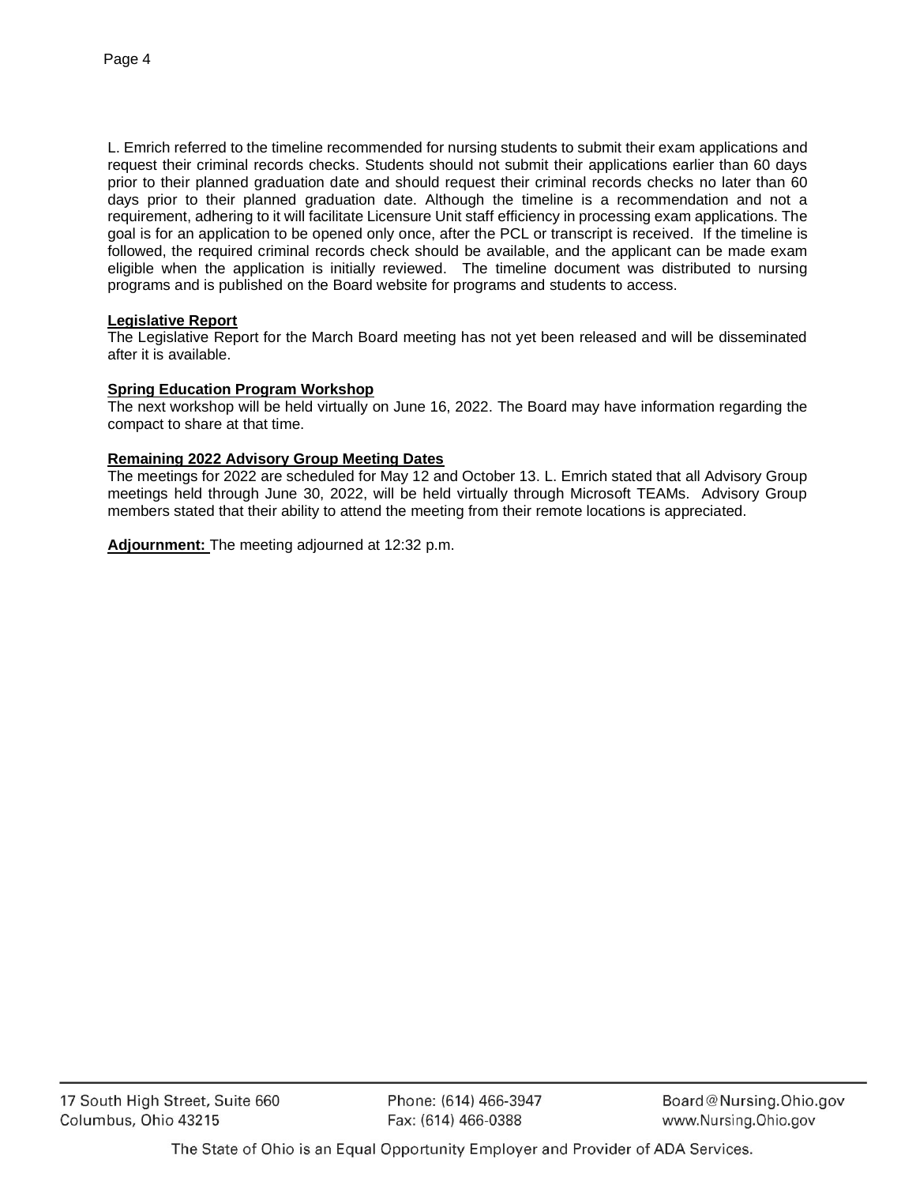L. Emrich referred to the timeline recommended for nursing students to submit their exam applications and request their criminal records checks. Students should not submit their applications earlier than 60 days prior to their planned graduation date and should request their criminal records checks no later than 60 days prior to their planned graduation date. Although the timeline is a recommendation and not a requirement, adhering to it will facilitate Licensure Unit staff efficiency in processing exam applications. The goal is for an application to be opened only once, after the PCL or transcript is received. If the timeline is followed, the required criminal records check should be available, and the applicant can be made exam eligible when the application is initially reviewed. The timeline document was distributed to nursing programs and is published on the Board website for programs and students to access.

**Legislative Report**

The Legislative Report for the March Board meeting has not yet been released and will be disseminated after it is available.

**Spring Education Program Workshop**

The next workshop will be held virtually on June 16, 2022. The Board may have information regarding the compact to share at that time.

**Remaining 2022 Advisory Group Meeting Dates**

The meetings for 2022 are scheduled for May 12 and October 13. L. Emrich stated that all Advisory Group meetings held through June 30, 2022, will be held virtually through Microsoft TEAMs. Advisory Group members stated that their ability to attend the meeting from their remote locations is appreciated.

**Adjournment:** The meeting adjourned at 12:32 p.m.

17 South High Street, Suite 660
Columbus, Ohio 43215

Phone: (614) 466-3947
Fax: (614) 466-0388

Board@Nursing.Ohio.gov
www.Nursing.Ohio.gov

The State of Ohio is an Equal Opportunity Employer and Provider of ADA Services.